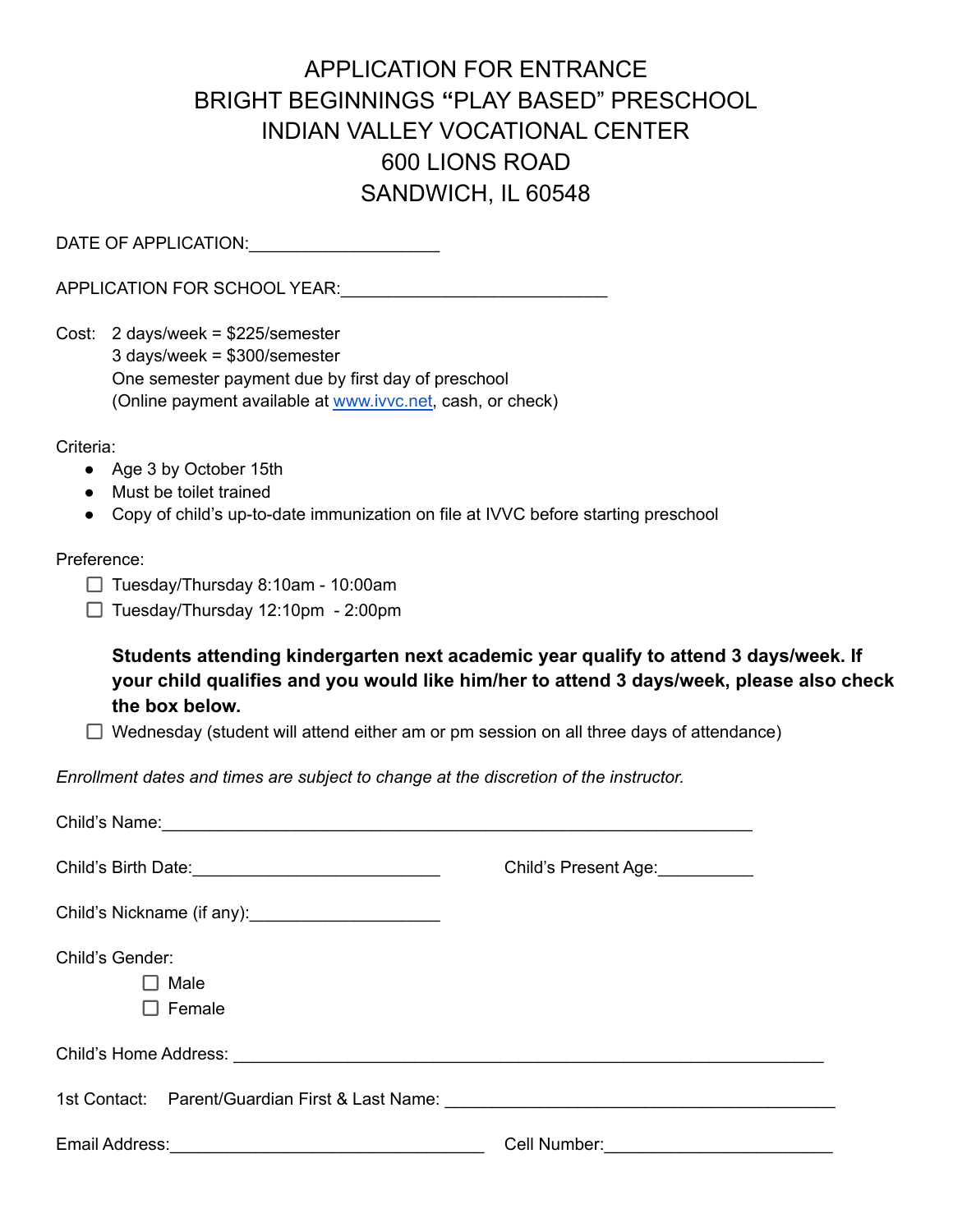# APPLICATION FOR ENTRANCE
# BRIGHT BEGINNINGS "PLAY BASED" PRESCHOOL
# INDIAN VALLEY VOCATIONAL CENTER
# 600 LIONS ROAD
# SANDWICH, IL 60548

DATE OF APPLICATION:____________________

APPLICATION FOR SCHOOL YEAR:____________________________

Cost: 2 days/week = $225/semester
3 days/week = $300/semester
One semester payment due by first day of preschool
(Online payment available at www.ivvc.net, cash, or check)

Criteria:

- Age 3 by October 15th
- Must be toilet trained
- Copy of child's up-to-date immunization on file at IVVC before starting preschool

Preference:

- ☐ Tuesday/Thursday 8:10am - 10:00am
- ☐ Tuesday/Thursday 12:10pm - 2:00pm

**Students attending kindergarten next academic year qualify to attend 3 days/week. If your child qualifies and you would like him/her to attend 3 days/week, please also check the box below.**

- ☐ Wednesday (student will attend either am or pm session on all three days of attendance)

*Enrollment dates and times are subject to change at the discretion of the instructor.*

Child's Name:______________________________________________________________

Child's Birth Date:__________________________ Child's Present Age:__________

Child's Nickname (if any):____________________

Child's Gender:

- ☐ Male
- ☐ Female

Child's Home Address: ______________________________________________________________

1st Contact: Parent/Guardian First & Last Name: __________________________________________

Email Address:_________________________________ Cell Number:________________________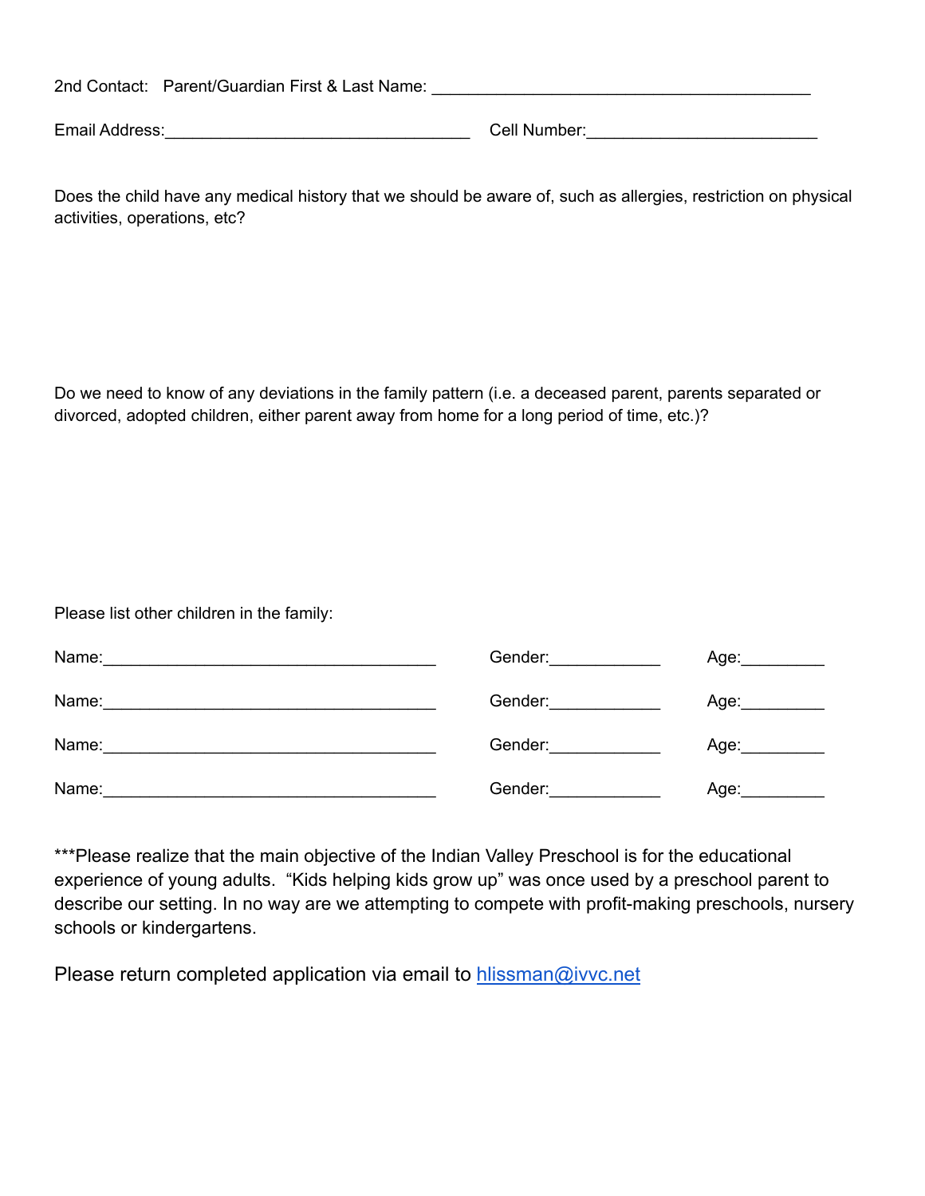2nd Contact: Parent/Guardian First & Last Name: ________________________________________

Email Address:________________________________ Cell Number:________________________

Does the child have any medical history that we should be aware of, such as allergies, restriction on physical activities, operations, etc?

Do we need to know of any deviations in the family pattern (i.e. a deceased parent, parents separated or divorced, adopted children, either parent away from home for a long period of time, etc.)?

Please list other children in the family:

Name:___________________________________ Gender:___________ Age:_________

Name:___________________________________ Gender:___________ Age:_________

Name:___________________________________ Gender:___________ Age:_________

Name:___________________________________ Gender:___________ Age:_________

***Please realize that the main objective of the Indian Valley Preschool is for the educational experience of young adults. "Kids helping kids grow up" was once used by a preschool parent to describe our setting. In no way are we attempting to compete with profit-making preschools, nursery schools or kindergartens.

Please return completed application via email to hlissman@ivvc.net